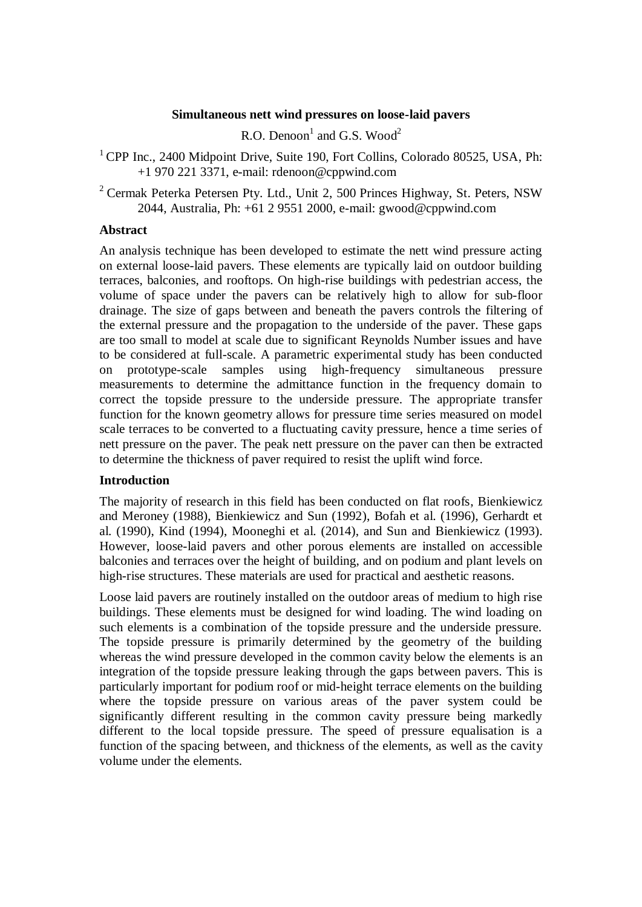# Simultaneous nett wind pressures on loose-laid pavers

R.O. Denoon[1] and G.S. Wood[2]

[1] CPP Inc., 2400 Midpoint Drive, Suite 190, Fort Collins, Colorado 80525, USA, Ph: +1 970 221 3371, e-mail: rdenoon@cppwind.com

[2] Cermak Peterka Petersen Pty. Ltd., Unit 2, 500 Princes Highway, St. Peters, NSW 2044, Australia, Ph: +61 2 9551 2000, e-mail: gwood@cppwind.com

## Abstract

An analysis technique has been developed to estimate the nett wind pressure acting on external loose-laid pavers. These elements are typically laid on outdoor building terraces, balconies, and rooftops. On high-rise buildings with pedestrian access, the volume of space under the pavers can be relatively high to allow for sub-floor drainage. The size of gaps between and beneath the pavers controls the filtering of the external pressure and the propagation to the underside of the paver. These gaps are too small to model at scale due to significant Reynolds Number issues and have to be considered at full-scale. A parametric experimental study has been conducted on prototype-scale samples using high-frequency simultaneous pressure measurements to determine the admittance function in the frequency domain to correct the topside pressure to the underside pressure. The appropriate transfer function for the known geometry allows for pressure time series measured on model scale terraces to be converted to a fluctuating cavity pressure, hence a time series of nett pressure on the paver. The peak nett pressure on the paver can then be extracted to determine the thickness of paver required to resist the uplift wind force.

## Introduction

The majority of research in this field has been conducted on flat roofs, Bienkiewicz and Meroney (1988), Bienkiewicz and Sun (1992), Bofah et al. (1996), Gerhardt et al. (1990), Kind (1994), Mooneghi et al. (2014), and Sun and Bienkiewicz (1993). However, loose-laid pavers and other porous elements are installed on accessible balconies and terraces over the height of building, and on podium and plant levels on high-rise structures. These materials are used for practical and aesthetic reasons.

Loose laid pavers are routinely installed on the outdoor areas of medium to high rise buildings. These elements must be designed for wind loading. The wind loading on such elements is a combination of the topside pressure and the underside pressure. The topside pressure is primarily determined by the geometry of the building whereas the wind pressure developed in the common cavity below the elements is an integration of the topside pressure leaking through the gaps between pavers. This is particularly important for podium roof or mid-height terrace elements on the building where the topside pressure on various areas of the paver system could be significantly different resulting in the common cavity pressure being markedly different to the local topside pressure. The speed of pressure equalisation is a function of the spacing between, and thickness of the elements, as well as the cavity volume under the elements.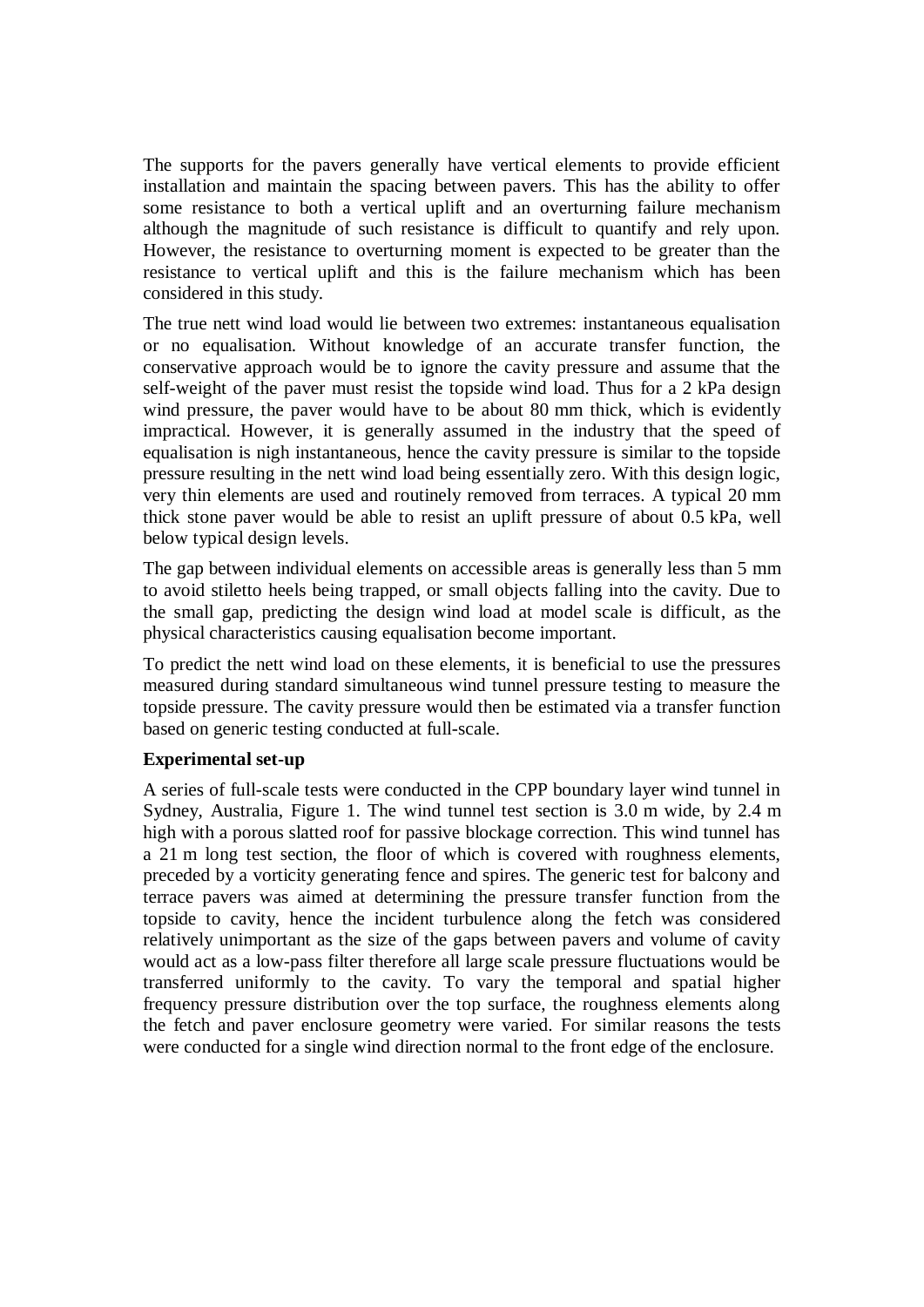The supports for the pavers generally have vertical elements to provide efficient installation and maintain the spacing between pavers. This has the ability to offer some resistance to both a vertical uplift and an overturning failure mechanism although the magnitude of such resistance is difficult to quantify and rely upon. However, the resistance to overturning moment is expected to be greater than the resistance to vertical uplift and this is the failure mechanism which has been considered in this study.

The true nett wind load would lie between two extremes: instantaneous equalisation or no equalisation. Without knowledge of an accurate transfer function, the conservative approach would be to ignore the cavity pressure and assume that the self-weight of the paver must resist the topside wind load. Thus for a 2 kPa design wind pressure, the paver would have to be about 80 mm thick, which is evidently impractical. However, it is generally assumed in the industry that the speed of equalisation is nigh instantaneous, hence the cavity pressure is similar to the topside pressure resulting in the nett wind load being essentially zero. With this design logic, very thin elements are used and routinely removed from terraces. A typical 20 mm thick stone paver would be able to resist an uplift pressure of about 0.5 kPa, well below typical design levels.

The gap between individual elements on accessible areas is generally less than 5 mm to avoid stiletto heels being trapped, or small objects falling into the cavity. Due to the small gap, predicting the design wind load at model scale is difficult, as the physical characteristics causing equalisation become important.

To predict the nett wind load on these elements, it is beneficial to use the pressures measured during standard simultaneous wind tunnel pressure testing to measure the topside pressure. The cavity pressure would then be estimated via a transfer function based on generic testing conducted at full-scale.

**Experimental set-up**

A series of full-scale tests were conducted in the CPP boundary layer wind tunnel in Sydney, Australia, Figure 1. The wind tunnel test section is 3.0 m wide, by 2.4 m high with a porous slatted roof for passive blockage correction. This wind tunnel has a 21 m long test section, the floor of which is covered with roughness elements, preceded by a vorticity generating fence and spires. The generic test for balcony and terrace pavers was aimed at determining the pressure transfer function from the topside to cavity, hence the incident turbulence along the fetch was considered relatively unimportant as the size of the gaps between pavers and volume of cavity would act as a low-pass filter therefore all large scale pressure fluctuations would be transferred uniformly to the cavity. To vary the temporal and spatial higher frequency pressure distribution over the top surface, the roughness elements along the fetch and paver enclosure geometry were varied. For similar reasons the tests were conducted for a single wind direction normal to the front edge of the enclosure.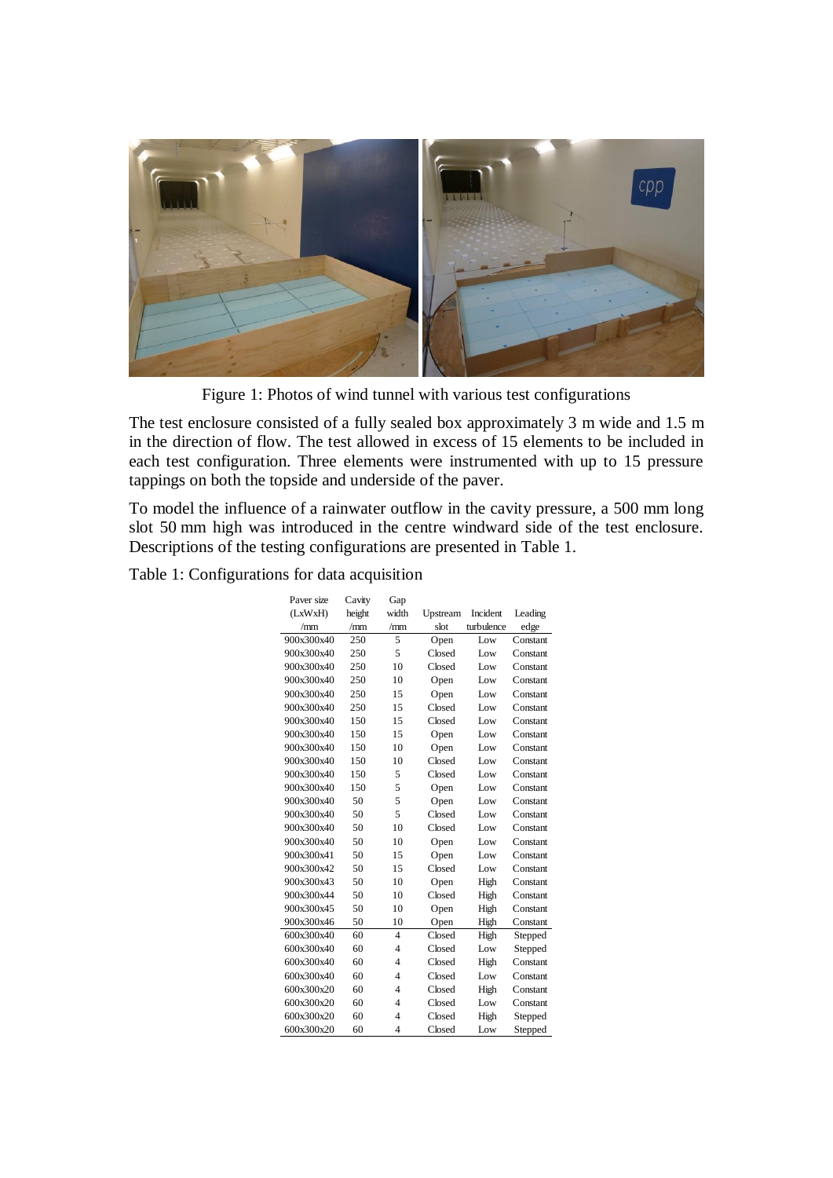Figure 1: Photos of wind tunnel with various test configurations

The test enclosure consisted of a fully sealed box approximately 3 m wide and 1.5 m in the direction of flow. The test allowed in excess of 15 elements to be included in each test configuration. Three elements were instrumented with up to 15 pressure tappings on both the topside and underside of the paver.

To model the influence of a rainwater outflow in the cavity pressure, a 500 mm long slot 50 mm high was introduced in the centre windward side of the test enclosure. Descriptions of the testing configurations are presented in Table 1.

Table 1: Configurations for data acquisition

| Paver size (LxWxH) /mm | Cavity height /mm | Gap width /mm | Upstream slot | Incident turbulence | Leading edge |
|---|---|---|---|---|---|
| 900x300x40 | 250 | 5 | Open | Low | Constant |
| 900x300x40 | 250 | 5 | Closed | Low | Constant |
| 900x300x40 | 250 | 10 | Closed | Low | Constant |
| 900x300x40 | 250 | 10 | Open | Low | Constant |
| 900x300x40 | 250 | 15 | Open | Low | Constant |
| 900x300x40 | 250 | 15 | Closed | Low | Constant |
| 900x300x40 | 150 | 15 | Closed | Low | Constant |
| 900x300x40 | 150 | 15 | Open | Low | Constant |
| 900x300x40 | 150 | 10 | Open | Low | Constant |
| 900x300x40 | 150 | 10 | Closed | Low | Constant |
| 900x300x40 | 150 | 5 | Closed | Low | Constant |
| 900x300x40 | 150 | 5 | Open | Low | Constant |
| 900x300x40 | 50 | 5 | Open | Low | Constant |
| 900x300x40 | 50 | 5 | Closed | Low | Constant |
| 900x300x40 | 50 | 10 | Closed | Low | Constant |
| 900x300x40 | 50 | 10 | Open | Low | Constant |
| 900x300x41 | 50 | 15 | Open | Low | Constant |
| 900x300x42 | 50 | 15 | Closed | Low | Constant |
| 900x300x43 | 50 | 10 | Open | High | Constant |
| 900x300x44 | 50 | 10 | Closed | High | Constant |
| 900x300x45 | 50 | 10 | Open | High | Constant |
| 900x300x46 | 50 | 10 | Open | High | Constant |
| 600x300x40 | 60 | 4 | Closed | High | Stepped |
| 600x300x40 | 60 | 4 | Closed | Low | Stepped |
| 600x300x40 | 60 | 4 | Closed | High | Constant |
| 600x300x40 | 60 | 4 | Closed | Low | Constant |
| 600x300x20 | 60 | 4 | Closed | High | Constant |
| 600x300x20 | 60 | 4 | Closed | Low | Constant |
| 600x300x20 | 60 | 4 | Closed | High | Stepped |
| 600x300x20 | 60 | 4 | Closed | Low | Stepped |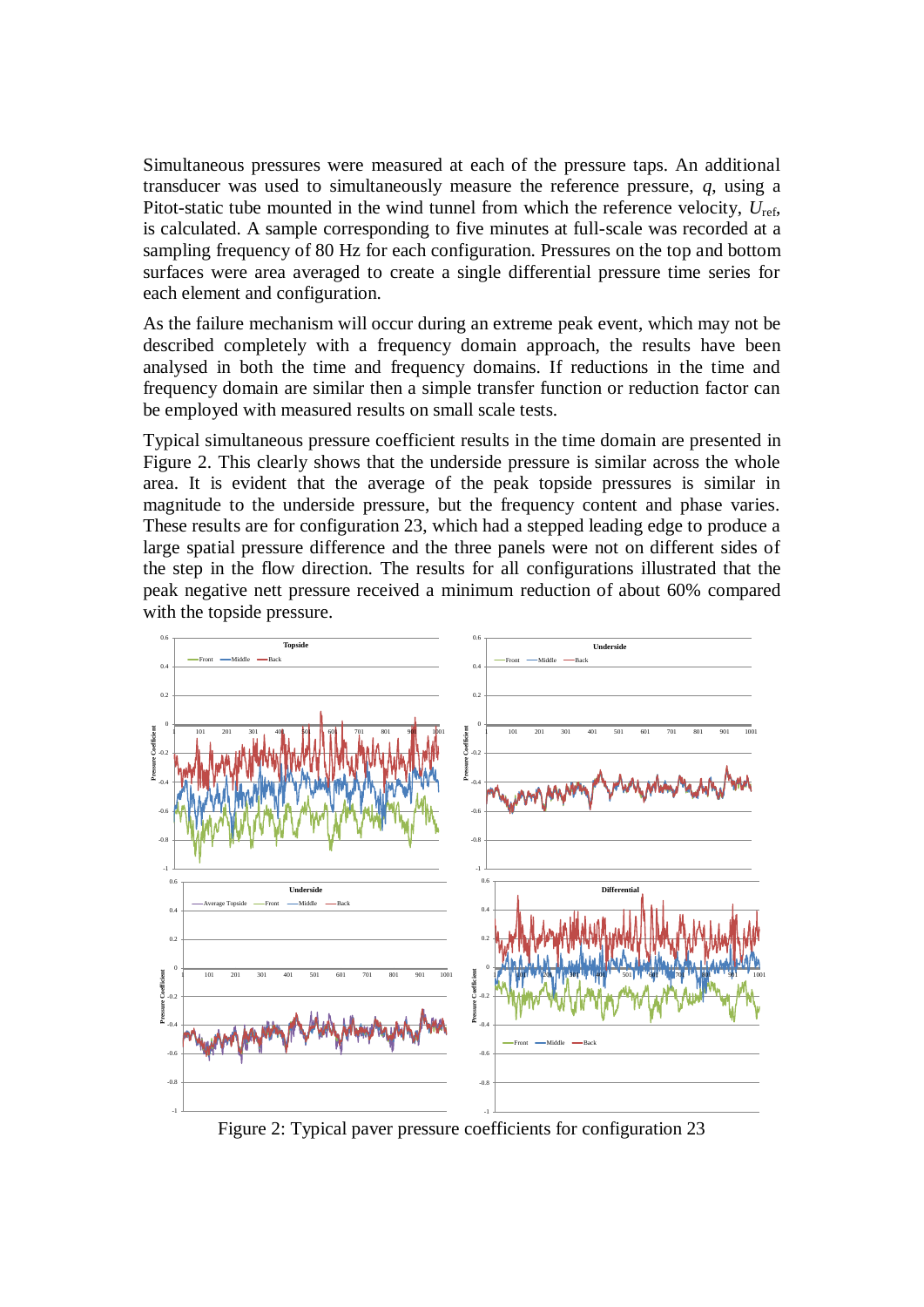Simultaneous pressures were measured at each of the pressure taps. An additional transducer was used to simultaneously measure the reference pressure, $q$, using a Pitot-static tube mounted in the wind tunnel from which the reference velocity, $U_{ref}$, is calculated. A sample corresponding to five minutes at full-scale was recorded at a sampling frequency of 80 Hz for each configuration. Pressures on the top and bottom surfaces were area averaged to create a single differential pressure time series for each element and configuration.

As the failure mechanism will occur during an extreme peak event, which may not be described completely with a frequency domain approach, the results have been analysed in both the time and frequency domains. If reductions in the time and frequency domain are similar then a simple transfer function or reduction factor can be employed with measured results on small scale tests.

Typical simultaneous pressure coefficient results in the time domain are presented in Figure 2. This clearly shows that the underside pressure is similar across the whole area. It is evident that the average of the peak topside pressures is similar in magnitude to the underside pressure, but the frequency content and phase varies. These results are for configuration 23, which had a stepped leading edge to produce a large spatial pressure difference and the three panels were not on different sides of the step in the flow direction. The results for all configurations illustrated that the peak negative nett pressure received a minimum reduction of about 60% compared with the topside pressure.

Figure 2: Typical paver pressure coefficients for configuration 23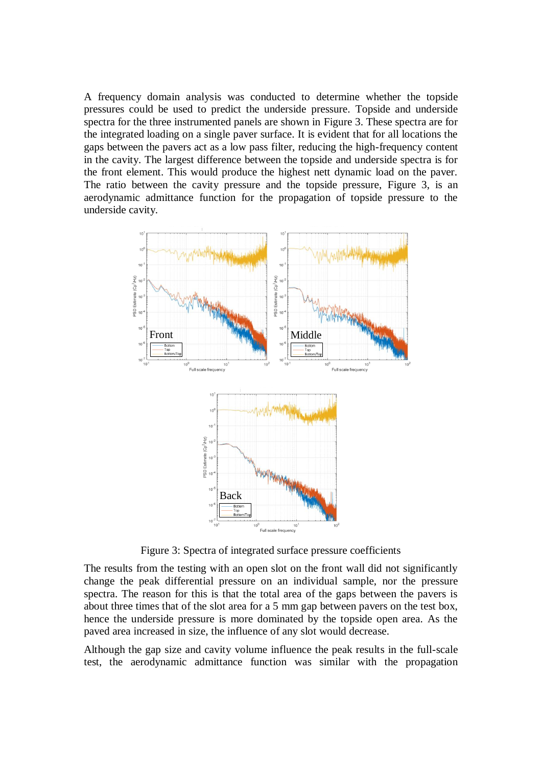A frequency domain analysis was conducted to determine whether the topside pressures could be used to predict the underside pressure. Topside and underside spectra for the three instrumented panels are shown in Figure 3. These spectra are for the integrated loading on a single paver surface. It is evident that for all locations the gaps between the pavers act as a low pass filter, reducing the high-frequency content in the cavity. The largest difference between the topside and underside spectra is for the front element. This would produce the highest nett dynamic load on the paver. The ratio between the cavity pressure and the topside pressure, Figure 3, is an aerodynamic admittance function for the propagation of topside pressure to the underside cavity.

Figure 3: Spectra of integrated surface pressure coefficients

The results from the testing with an open slot on the front wall did not significantly change the peak differential pressure on an individual sample, nor the pressure spectra. The reason for this is that the total area of the gaps between the pavers is about three times that of the slot area for a 5 mm gap between pavers on the test box, hence the underside pressure is more dominated by the topside open area. As the paved area increased in size, the influence of any slot would decrease.

Although the gap size and cavity volume influence the peak results in the full-scale test, the aerodynamic admittance function was similar with the propagation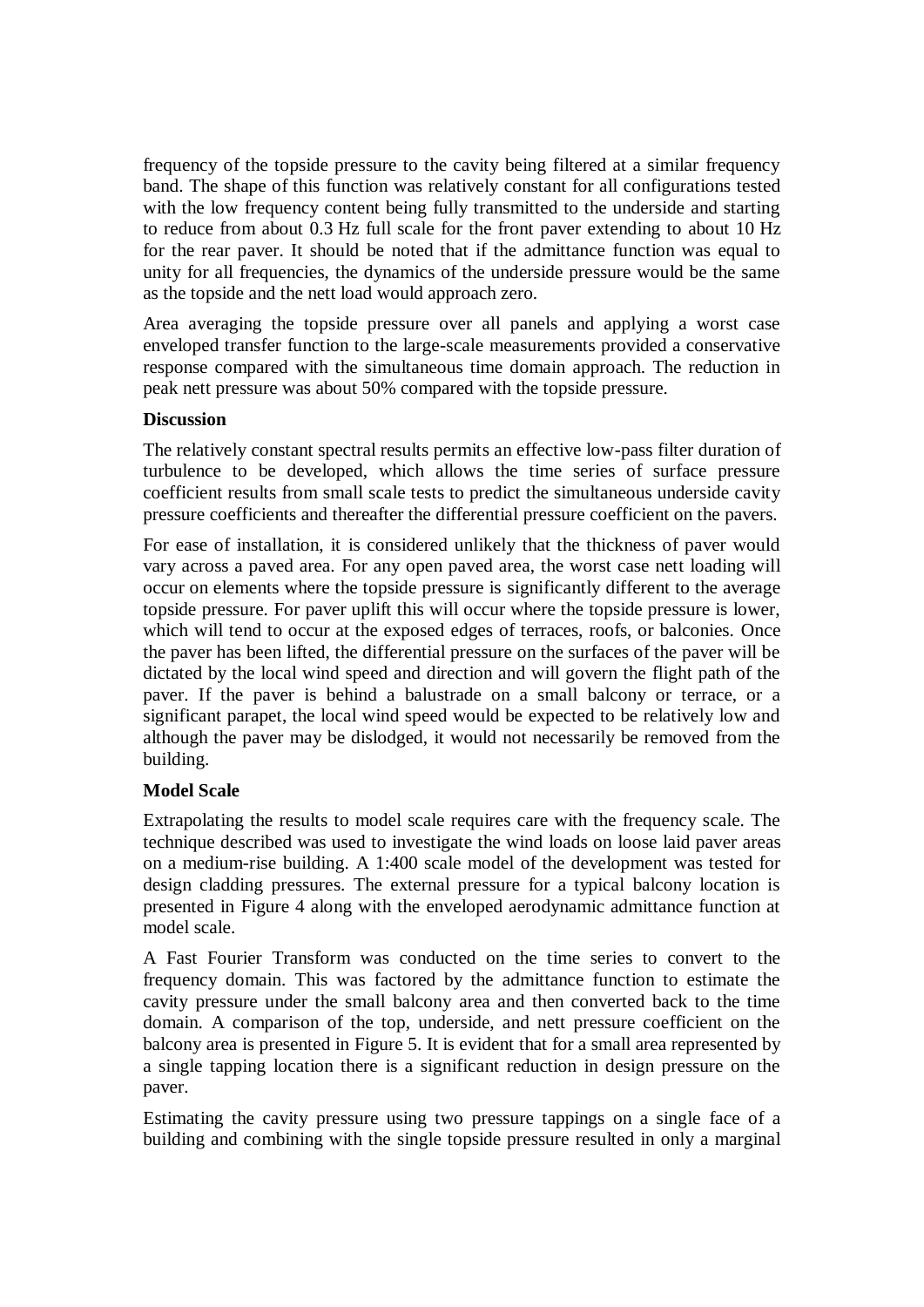frequency of the topside pressure to the cavity being filtered at a similar frequency band. The shape of this function was relatively constant for all configurations tested with the low frequency content being fully transmitted to the underside and starting to reduce from about 0.3 Hz full scale for the front paver extending to about 10 Hz for the rear paver. It should be noted that if the admittance function was equal to unity for all frequencies, the dynamics of the underside pressure would be the same as the topside and the nett load would approach zero.

Area averaging the topside pressure over all panels and applying a worst case enveloped transfer function to the large-scale measurements provided a conservative response compared with the simultaneous time domain approach. The reduction in peak nett pressure was about 50% compared with the topside pressure.

**Discussion**

The relatively constant spectral results permits an effective low-pass filter duration of turbulence to be developed, which allows the time series of surface pressure coefficient results from small scale tests to predict the simultaneous underside cavity pressure coefficients and thereafter the differential pressure coefficient on the pavers.

For ease of installation, it is considered unlikely that the thickness of paver would vary across a paved area. For any open paved area, the worst case nett loading will occur on elements where the topside pressure is significantly different to the average topside pressure. For paver uplift this will occur where the topside pressure is lower, which will tend to occur at the exposed edges of terraces, roofs, or balconies. Once the paver has been lifted, the differential pressure on the surfaces of the paver will be dictated by the local wind speed and direction and will govern the flight path of the paver. If the paver is behind a balustrade on a small balcony or terrace, or a significant parapet, the local wind speed would be expected to be relatively low and although the paver may be dislodged, it would not necessarily be removed from the building.

**Model Scale**

Extrapolating the results to model scale requires care with the frequency scale. The technique described was used to investigate the wind loads on loose laid paver areas on a medium-rise building. A 1:400 scale model of the development was tested for design cladding pressures. The external pressure for a typical balcony location is presented in Figure 4 along with the enveloped aerodynamic admittance function at model scale.

A Fast Fourier Transform was conducted on the time series to convert to the frequency domain. This was factored by the admittance function to estimate the cavity pressure under the small balcony area and then converted back to the time domain. A comparison of the top, underside, and nett pressure coefficient on the balcony area is presented in Figure 5. It is evident that for a small area represented by a single tapping location there is a significant reduction in design pressure on the paver.

Estimating the cavity pressure using two pressure tappings on a single face of a building and combining with the single topside pressure resulted in only a marginal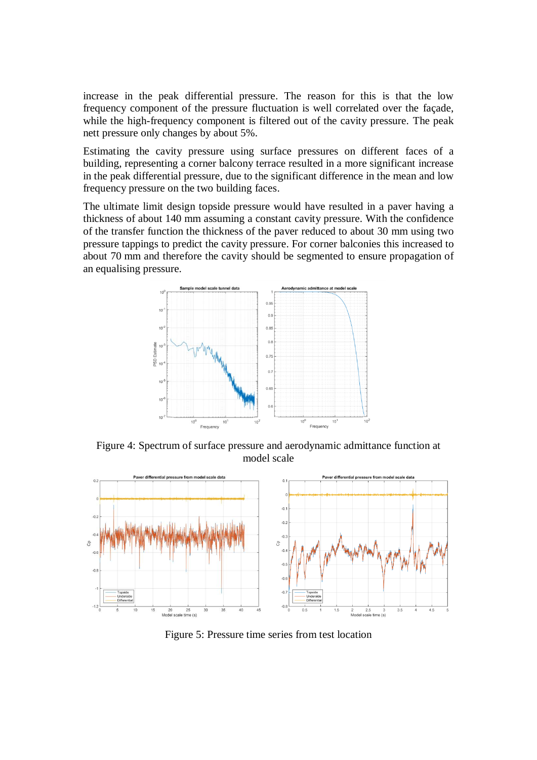increase in the peak differential pressure. The reason for this is that the low frequency component of the pressure fluctuation is well correlated over the façade, while the high-frequency component is filtered out of the cavity pressure. The peak nett pressure only changes by about 5%.

Estimating the cavity pressure using surface pressures on different faces of a building, representing a corner balcony terrace resulted in a more significant increase in the peak differential pressure, due to the significant difference in the mean and low frequency pressure on the two building faces.

The ultimate limit design topside pressure would have resulted in a paver having a thickness of about 140 mm assuming a constant cavity pressure. With the confidence of the transfer function the thickness of the paver reduced to about 30 mm using two pressure tappings to predict the cavity pressure. For corner balconies this increased to about 70 mm and therefore the cavity should be segmented to ensure propagation of an equalising pressure.

Figure 4: Spectrum of surface pressure and aerodynamic admittance function at model scale

Figure 5: Pressure time series from test location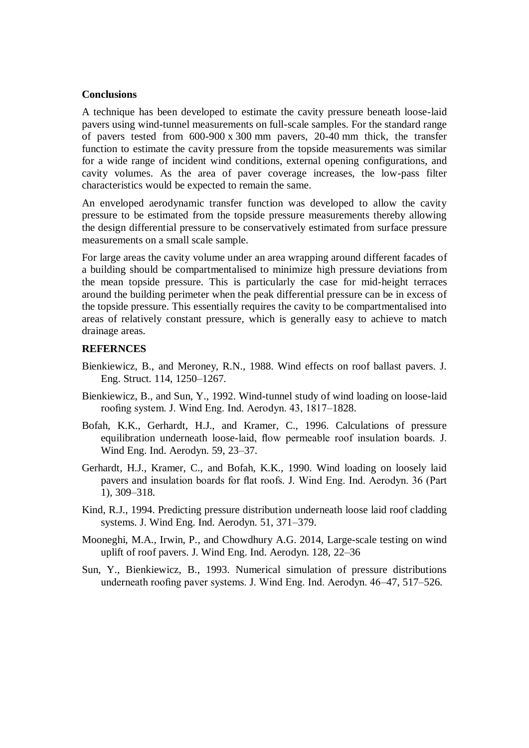## Conclusions

A technique has been developed to estimate the cavity pressure beneath loose-laid pavers using wind-tunnel measurements on full-scale samples. For the standard range of pavers tested from 600-900 x 300 mm pavers, 20-40 mm thick, the transfer function to estimate the cavity pressure from the topside measurements was similar for a wide range of incident wind conditions, external opening configurations, and cavity volumes. As the area of paver coverage increases, the low-pass filter characteristics would be expected to remain the same.

An enveloped aerodynamic transfer function was developed to allow the cavity pressure to be estimated from the topside pressure measurements thereby allowing the design differential pressure to be conservatively estimated from surface pressure measurements on a small scale sample.

For large areas the cavity volume under an area wrapping around different facades of a building should be compartmentalised to minimize high pressure deviations from the mean topside pressure. This is particularly the case for mid-height terraces around the building perimeter when the peak differential pressure can be in excess of the topside pressure. This essentially requires the cavity to be compartmentalised into areas of relatively constant pressure, which is generally easy to achieve to match drainage areas.

## REFERNCES

Bienkiewicz, B., and Meroney, R.N., 1988. Wind effects on roof ballast pavers. J. Eng. Struct. 114, 1250–1267.

Bienkiewicz, B., and Sun, Y., 1992. Wind-tunnel study of wind loading on loose-laid roofing system. J. Wind Eng. Ind. Aerodyn. 43, 1817–1828.

Bofah, K.K., Gerhardt, H.J., and Kramer, C., 1996. Calculations of pressure equilibration underneath loose-laid, flow permeable roof insulation boards. J. Wind Eng. Ind. Aerodyn. 59, 23–37.

Gerhardt, H.J., Kramer, C., and Bofah, K.K., 1990. Wind loading on loosely laid pavers and insulation boards for flat roofs. J. Wind Eng. Ind. Aerodyn. 36 (Part 1), 309–318.

Kind, R.J., 1994. Predicting pressure distribution underneath loose laid roof cladding systems. J. Wind Eng. Ind. Aerodyn. 51, 371–379.

Mooneghi, M.A., Irwin, P., and Chowdhury A.G. 2014, Large-scale testing on wind uplift of roof pavers. J. Wind Eng. Ind. Aerodyn. 128, 22–36

Sun, Y., Bienkiewicz, B., 1993. Numerical simulation of pressure distributions underneath roofing paver systems. J. Wind Eng. Ind. Aerodyn. 46–47, 517–526.